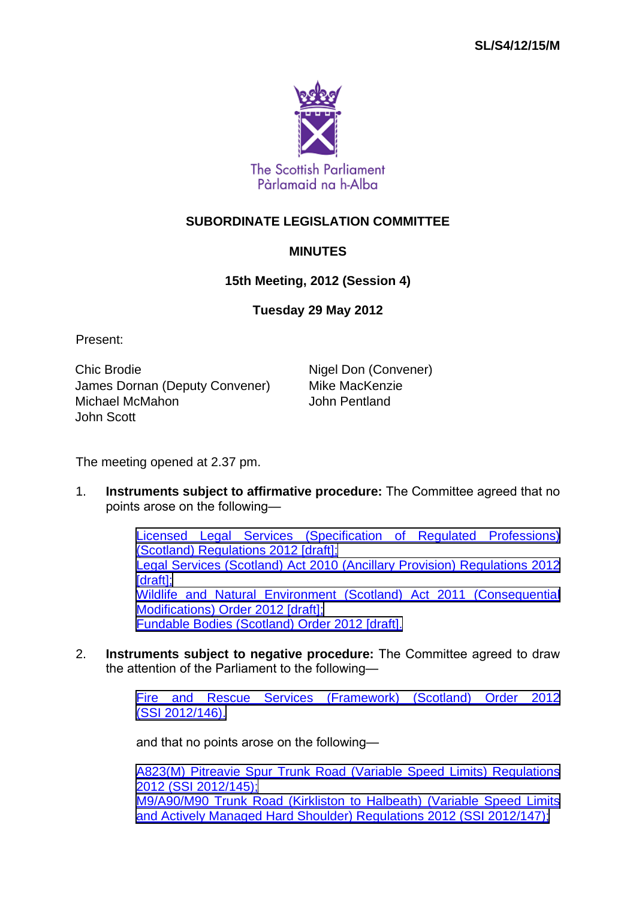SL/S4/12/15/M

The Scottish Parliament
Pàrlamaid na h-Alba

# SUBORDINATE LEGISLATION COMMITTEE

## MINUTES

### 15th Meeting, 2012 (Session 4)

### Tuesday 29 May 2012

Present:

Chic Brodie
James Dornan (Deputy Convener)
Michael McMahon
John Scott
Nigel Don (Convener)
Mike MacKenzie
John Pentland

The meeting opened at 2.37 pm.

1. **Instruments subject to affirmative procedure:** The Committee agreed that no points arose on the following—

   Licensed Legal Services (Specification of Regulated Professions) (Scotland) Regulations 2012 [draft];
   Legal Services (Scotland) Act 2010 (Ancillary Provision) Regulations 2012 [draft];
   Wildlife and Natural Environment (Scotland) Act 2011 (Consequential Modifications) Order 2012 [draft];
   Fundable Bodies (Scotland) Order 2012 [draft].

2. **Instruments subject to negative procedure:** The Committee agreed to draw the attention of the Parliament to the following—

   Fire and Rescue Services (Framework) (Scotland) Order 2012 (SSI 2012/146).

   and that no points arose on the following—

   A823(M) Pitreavie Spur Trunk Road (Variable Speed Limits) Regulations 2012 (SSI 2012/145);
   M9/A90/M90 Trunk Road (Kirkliston to Halbeath) (Variable Speed Limits and Actively Managed Hard Shoulder) Regulations 2012 (SSI 2012/147);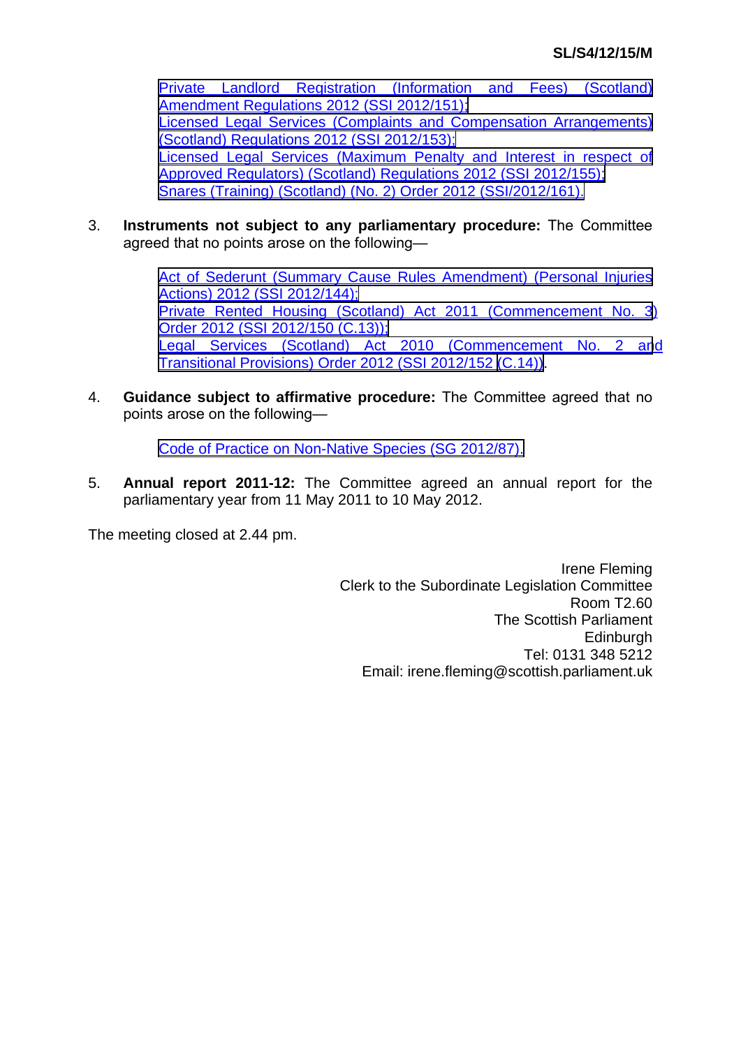Private Landlord Registration (Information and Fees) (Scotland) Amendment Regulations 2012 (SSI 2012/151);
Licensed Legal Services (Complaints and Compensation Arrangements) (Scotland) Regulations 2012 (SSI 2012/153);
Licensed Legal Services (Maximum Penalty and Interest in respect of Approved Regulators) (Scotland) Regulations 2012 (SSI 2012/155);
Snares (Training) (Scotland) (No. 2) Order 2012 (SSI/2012/161).

3. **Instruments not subject to any parliamentary procedure:** The Committee agreed that no points arose on the following—

Act of Sederunt (Summary Cause Rules Amendment) (Personal Injuries Actions) 2012 (SSI 2012/144);
Private Rented Housing (Scotland) Act 2011 (Commencement No. 3) Order 2012 (SSI 2012/150 (C.13));
Legal Services (Scotland) Act 2010 (Commencement No. 2 and Transitional Provisions) Order 2012 (SSI 2012/152 (C.14)).

4. **Guidance subject to affirmative procedure:** The Committee agreed that no points arose on the following—

Code of Practice on Non-Native Species (SG 2012/87).

5. **Annual report 2011-12:** The Committee agreed an annual report for the parliamentary year from 11 May 2011 to 10 May 2012.

The meeting closed at 2.44 pm.

Irene Fleming
Clerk to the Subordinate Legislation Committee
Room T2.60
The Scottish Parliament
Edinburgh
Tel: 0131 348 5212
Email: irene.fleming@scottish.parliament.uk